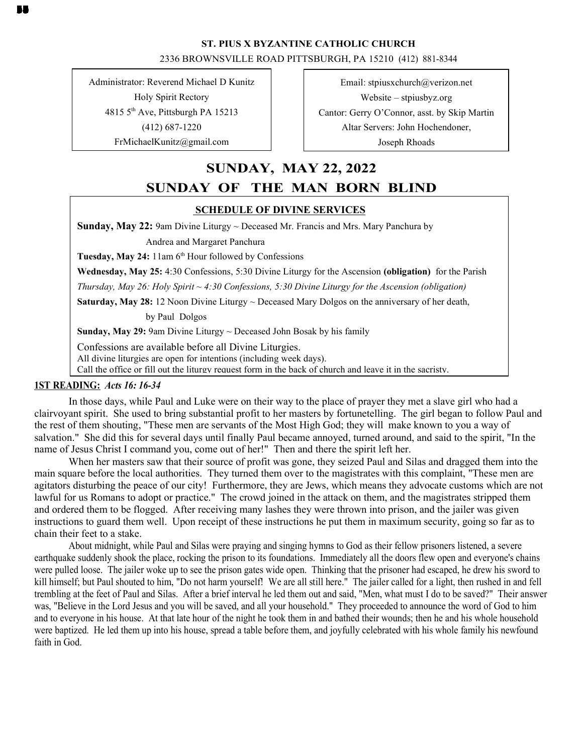**ST. PIUS X BYZANTINE CATHOLIC CHURCH**

2336 BROWNSVILLE ROAD PITTSBURGH, PA 15210 (412) 881-8344

Administrator: Reverend Michael D Kunitz
Holy Spirit Rectory
4815 5th Ave, Pittsburgh PA 15213
(412) 687-1220
FrMichaelKunitz@gmail.com

Email: stpiusxchurch@verizon.net
Website – stpiusbyz.org
Cantor: Gerry O'Connor, asst. by Skip Martin
Altar Servers: John Hochendoner, Joseph Rhoads

# SUNDAY, MAY 22, 2022
# SUNDAY OF THE MAN BORN BLIND

## SCHEDULE OF DIVINE SERVICES

**Sunday, May 22:** 9am Divine Liturgy ~ Deceased Mr. Francis and Mrs. Mary Panchura by Andrea and Margaret Panchura

**Tuesday, May 24:** 11am 6th Hour followed by Confessions

**Wednesday, May 25:** 4:30 Confessions, 5:30 Divine Liturgy for the Ascension **(obligation)** for the Parish

*Thursday, May 26: Holy Spirit ~ 4:30 Confessions, 5:30 Divine Liturgy for the Ascension (obligation)*

**Saturday, May 28:** 12 Noon Divine Liturgy ~ Deceased Mary Dolgos on the anniversary of her death, by Paul Dolgos

**Sunday, May 29:** 9am Divine Liturgy ~ Deceased John Bosak by his family

Confessions are available before all Divine Liturgies.
All divine liturgies are open for intentions (including week days).
Call the office or fill out the liturgy request form in the back of church and leave it in the sacristy.

**1ST READING:** ***Acts 16: 16-34***

In those days, while Paul and Luke were on their way to the place of prayer they met a slave girl who had a clairvoyant spirit. She used to bring substantial profit to her masters by fortunetelling. The girl began to follow Paul and the rest of them shouting, "These men are servants of the Most High God; they will make known to you a way of salvation." She did this for several days until finally Paul became annoyed, turned around, and said to the spirit, "In the name of Jesus Christ I command you, come out of her!" Then and there the spirit left her.

When her masters saw that their source of profit was gone, they seized Paul and Silas and dragged them into the main square before the local authorities. They turned them over to the magistrates with this complaint, "These men are agitators disturbing the peace of our city! Furthermore, they are Jews, which means they advocate customs which are not lawful for us Romans to adopt or practice." The crowd joined in the attack on them, and the magistrates stripped them and ordered them to be flogged. After receiving many lashes they were thrown into prison, and the jailer was given instructions to guard them well. Upon receipt of these instructions he put them in maximum security, going so far as to chain their feet to a stake.

About midnight, while Paul and Silas were praying and singing hymns to God as their fellow prisoners listened, a severe earthquake suddenly shook the place, rocking the prison to its foundations. Immediately all the doors flew open and everyone's chains were pulled loose. The jailer woke up to see the prison gates wide open. Thinking that the prisoner had escaped, he drew his sword to kill himself; but Paul shouted to him, "Do not harm yourself! We are all still here." The jailer called for a light, then rushed in and fell trembling at the feet of Paul and Silas. After a brief interval he led them out and said, "Men, what must I do to be saved?" Their answer was, "Believe in the Lord Jesus and you will be saved, and all your household." They proceeded to announce the word of God to him and to everyone in his house. At that late hour of the night he took them in and bathed their wounds; then he and his whole household were baptized. He led them up into his house, spread a table before them, and joyfully celebrated with his whole family his newfound faith in God.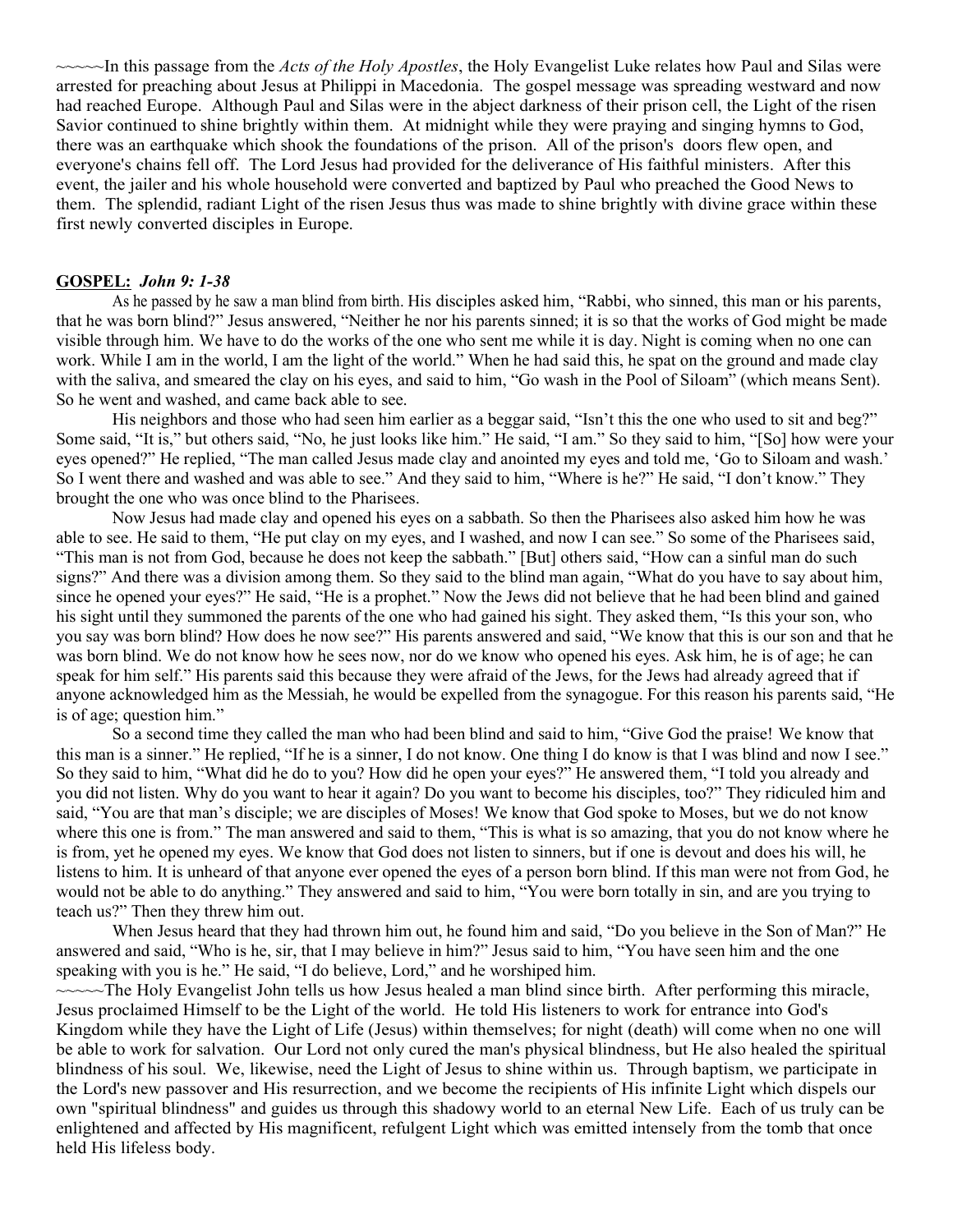~~~~~In this passage from the *Acts of the Holy Apostles*, the Holy Evangelist Luke relates how Paul and Silas were arrested for preaching about Jesus at Philippi in Macedonia. The gospel message was spreading westward and now had reached Europe. Although Paul and Silas were in the abject darkness of their prison cell, the Light of the risen Savior continued to shine brightly within them. At midnight while they were praying and singing hymns to God, there was an earthquake which shook the foundations of the prison. All of the prison's doors flew open, and everyone's chains fell off. The Lord Jesus had provided for the deliverance of His faithful ministers. After this event, the jailer and his whole household were converted and baptized by Paul who preached the Good News to them. The splendid, radiant Light of the risen Jesus thus was made to shine brightly with divine grace within these first newly converted disciples in Europe.

**GOSPEL:** ***John 9: 1-38***

As he passed by he saw a man blind from birth. His disciples asked him, "Rabbi, who sinned, this man or his parents, that he was born blind?" Jesus answered, "Neither he nor his parents sinned; it is so that the works of God might be made visible through him. We have to do the works of the one who sent me while it is day. Night is coming when no one can work. While I am in the world, I am the light of the world." When he had said this, he spat on the ground and made clay with the saliva, and smeared the clay on his eyes, and said to him, "Go wash in the Pool of Siloam" (which means Sent). So he went and washed, and came back able to see.

His neighbors and those who had seen him earlier as a beggar said, "Isn't this the one who used to sit and beg?" Some said, "It is," but others said, "No, he just looks like him." He said, "I am." So they said to him, "[So] how were your eyes opened?" He replied, "The man called Jesus made clay and anointed my eyes and told me, 'Go to Siloam and wash.' So I went there and washed and was able to see." And they said to him, "Where is he?" He said, "I don't know." They brought the one who was once blind to the Pharisees.

Now Jesus had made clay and opened his eyes on a sabbath. So then the Pharisees also asked him how he was able to see. He said to them, "He put clay on my eyes, and I washed, and now I can see." So some of the Pharisees said, "This man is not from God, because he does not keep the sabbath." [But] others said, "How can a sinful man do such signs?" And there was a division among them. So they said to the blind man again, "What do you have to say about him, since he opened your eyes?" He said, "He is a prophet." Now the Jews did not believe that he had been blind and gained his sight until they summoned the parents of the one who had gained his sight. They asked them, "Is this your son, who you say was born blind? How does he now see?" His parents answered and said, "We know that this is our son and that he was born blind. We do not know how he sees now, nor do we know who opened his eyes. Ask him, he is of age; he can speak for him self." His parents said this because they were afraid of the Jews, for the Jews had already agreed that if anyone acknowledged him as the Messiah, he would be expelled from the synagogue. For this reason his parents said, "He is of age; question him."

So a second time they called the man who had been blind and said to him, "Give God the praise! We know that this man is a sinner." He replied, "If he is a sinner, I do not know. One thing I do know is that I was blind and now I see." So they said to him, "What did he do to you? How did he open your eyes?" He answered them, "I told you already and you did not listen. Why do you want to hear it again? Do you want to become his disciples, too?" They ridiculed him and said, "You are that man's disciple; we are disciples of Moses! We know that God spoke to Moses, but we do not know where this one is from." The man answered and said to them, "This is what is so amazing, that you do not know where he is from, yet he opened my eyes. We know that God does not listen to sinners, but if one is devout and does his will, he listens to him. It is unheard of that anyone ever opened the eyes of a person born blind. If this man were not from God, he would not be able to do anything." They answered and said to him, "You were born totally in sin, and are you trying to teach us?" Then they threw him out.

When Jesus heard that they had thrown him out, he found him and said, "Do you believe in the Son of Man?" He answered and said, "Who is he, sir, that I may believe in him?" Jesus said to him, "You have seen him and the one speaking with you is he." He said, "I do believe, Lord," and he worshiped him.

~~~~~The Holy Evangelist John tells us how Jesus healed a man blind since birth. After performing this miracle, Jesus proclaimed Himself to be the Light of the world. He told His listeners to work for entrance into God's Kingdom while they have the Light of Life (Jesus) within themselves; for night (death) will come when no one will be able to work for salvation. Our Lord not only cured the man's physical blindness, but He also healed the spiritual blindness of his soul. We, likewise, need the Light of Jesus to shine within us. Through baptism, we participate in the Lord's new passover and His resurrection, and we become the recipients of His infinite Light which dispels our own "spiritual blindness" and guides us through this shadowy world to an eternal New Life. Each of us truly can be enlightened and affected by His magnificent, refulgent Light which was emitted intensely from the tomb that once held His lifeless body.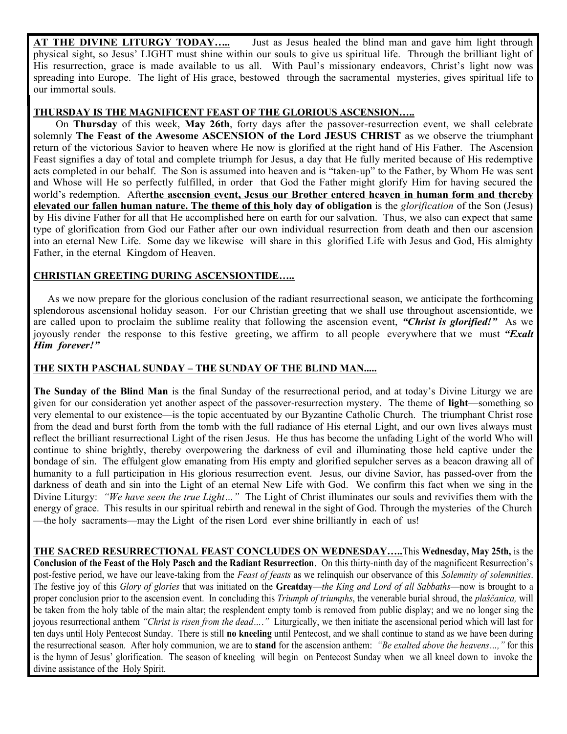**AT THE DIVINE LITURGY TODAY…..** Just as Jesus healed the blind man and gave him light through physical sight, so Jesus' LIGHT must shine within our souls to give us spiritual life. Through the brilliant light of His resurrection, grace is made available to us all. With Paul's missionary endeavors, Christ's light now was spreading into Europe. The light of His grace, bestowed through the sacramental mysteries, gives spiritual life to our immortal souls.

## THURSDAY IS THE MAGNIFICENT FEAST OF THE GLORIOUS ASCENSION…..

On **Thursday** of this week, **May 26th**, forty days after the passover-resurrection event, we shall celebrate solemnly **The Feast of the Awesome ASCENSION of the Lord JESUS CHRIST** as we observe the triumphant return of the victorious Savior to heaven where He now is glorified at the right hand of His Father. The Ascension Feast signifies a day of total and complete triumph for Jesus, a day that He fully merited because of His redemptive acts completed in our behalf. The Son is assumed into heaven and is "taken-up" to the Father, by Whom He was sent and Whose will He so perfectly fulfilled, in order that God the Father might glorify Him for having secured the world's redemption. After**the ascension event, Jesus our Brother entered heaven in human form and thereby elevated our fallen human nature. The theme of this holy day of obligation** is the *glorification* of the Son (Jesus) by His divine Father for all that He accomplished here on earth for our salvation. Thus, we also can expect that same type of glorification from God our Father after our own individual resurrection from death and then our ascension into an eternal New Life. Some day we likewise will share in this glorified Life with Jesus and God, His almighty Father, in the eternal Kingdom of Heaven.

## CHRISTIAN GREETING DURING ASCENSIONTIDE…..

As we now prepare for the glorious conclusion of the radiant resurrectional season, we anticipate the forthcoming splendorous ascensional holiday season. For our Christian greeting that we shall use throughout ascensiontide, we are called upon to proclaim the sublime reality that following the ascension event, ***"Christ is glorified!"*** As we joyously render the response to this festive greeting, we affirm to all people everywhere that we must ***"Exalt Him forever!"***

## THE SIXTH PASCHAL SUNDAY – THE SUNDAY OF THE BLIND MAN.....

**The Sunday of the Blind Man** is the final Sunday of the resurrectional period, and at today's Divine Liturgy we are given for our consideration yet another aspect of the passover-resurrection mystery. The theme of **light**—something so very elemental to our existence—is the topic accentuated by our Byzantine Catholic Church. The triumphant Christ rose from the dead and burst forth from the tomb with the full radiance of His eternal Light, and our own lives always must reflect the brilliant resurrectional Light of the risen Jesus. He thus has become the unfading Light of the world Who will continue to shine brightly, thereby overpowering the darkness of evil and illuminating those held captive under the bondage of sin. The effulgent glow emanating from His empty and glorified sepulcher serves as a beacon drawing all of humanity to a full participation in His glorious resurrection event. Jesus, our divine Savior, has passed-over from the darkness of death and sin into the Light of an eternal New Life with God. We confirm this fact when we sing in the Divine Liturgy: *"We have seen the true Light…"* The Light of Christ illuminates our souls and revivifies them with the energy of grace. This results in our spiritual rebirth and renewal in the sight of God. Through the mysteries of the Church —the holy sacraments—may the Light of the risen Lord ever shine brilliantly in each of us!

**THE SACRED RESURRECTIONAL FEAST CONCLUDES ON WEDNESDAY…..** This **Wednesday, May 25th,** is the **Conclusion of the Feast of the Holy Pasch and the Radiant Resurrection**. On this thirty-ninth day of the magnificent Resurrection's post-festive period, we have our leave-taking from the *Feast of feasts* as we relinquish our observance of this *Solemnity of solemnities*. The festive joy of this *Glory of glories* that was initiated on the **Greatday**—*the King and Lord of all Sabbaths*—now is brought to a proper conclusion prior to the ascension event. In concluding this *Triumph of triumphs*, the venerable burial shroud, the *plaščanica,* will be taken from the holy table of the main altar; the resplendent empty tomb is removed from public display; and we no longer sing the joyous resurrectional anthem *"Christ is risen from the dead…."* Liturgically, we then initiate the ascensional period which will last for ten days until Holy Pentecost Sunday. There is still **no kneeling** until Pentecost, and we shall continue to stand as we have been during the resurrectional season. After holy communion, we are to **stand** for the ascension anthem: *"Be exalted above the heavens…,"* for this is the hymn of Jesus' glorification. The season of kneeling will begin on Pentecost Sunday when we all kneel down to invoke the divine assistance of the Holy Spirit.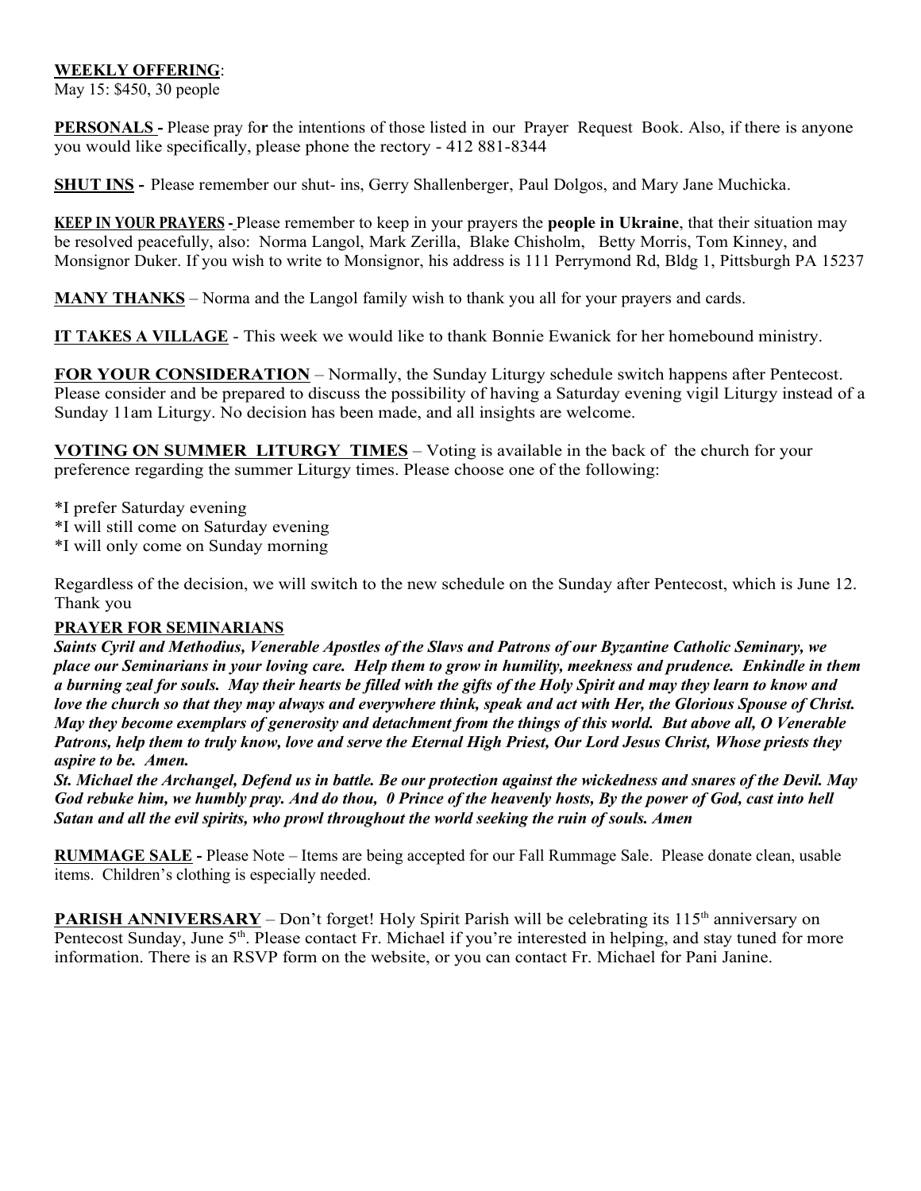**WEEKLY OFFERING**:
May 15: $450, 30 people

**PERSONALS -** Please pray for the intentions of those listed in our Prayer Request Book. Also, if there is anyone you would like specifically, please phone the rectory - 412 881-8344

**SHUT INS -** Please remember our shut- ins, Gerry Shallenberger, Paul Dolgos, and Mary Jane Muchicka.

**KEEP IN YOUR PRAYERS -** Please remember to keep in your prayers the **people in Ukraine**, that their situation may be resolved peacefully, also: Norma Langol, Mark Zerilla, Blake Chisholm, Betty Morris, Tom Kinney, and Monsignor Duker. If you wish to write to Monsignor, his address is 111 Perrymond Rd, Bldg 1, Pittsburgh PA 15237

**MANY THANKS** – Norma and the Langol family wish to thank you all for your prayers and cards.

**IT TAKES A VILLAGE** - This week we would like to thank Bonnie Ewanick for her homebound ministry.

**FOR YOUR CONSIDERATION** – Normally, the Sunday Liturgy schedule switch happens after Pentecost. Please consider and be prepared to discuss the possibility of having a Saturday evening vigil Liturgy instead of a Sunday 11am Liturgy. No decision has been made, and all insights are welcome.

**VOTING ON SUMMER LITURGY TIMES** – Voting is available in the back of the church for your preference regarding the summer Liturgy times. Please choose one of the following:

*I prefer Saturday evening
*I will still come on Saturday evening
*I will only come on Sunday morning

Regardless of the decision, we will switch to the new schedule on the Sunday after Pentecost, which is June 12. Thank you

**PRAYER FOR SEMINARIANS**

***Saints Cyril and Methodius, Venerable Apostles of the Slavs and Patrons of our Byzantine Catholic Seminary, we place our Seminarians in your loving care. Help them to grow in humility, meekness and prudence. Enkindle in them a burning zeal for souls. May their hearts be filled with the gifts of the Holy Spirit and may they learn to know and love the church so that they may always and everywhere think, speak and act with Her, the Glorious Spouse of Christ. May they become exemplars of generosity and detachment from the things of this world. But above all, O Venerable Patrons, help them to truly know, love and serve the Eternal High Priest, Our Lord Jesus Christ, Whose priests they aspire to be. Amen.***

***St. Michael the Archangel, Defend us in battle. Be our protection against the wickedness and snares of the Devil. May God rebuke him, we humbly pray. And do thou, 0 Prince of the heavenly hosts, By the power of God, cast into hell Satan and all the evil spirits, who prowl throughout the world seeking the ruin of souls. Amen***

**RUMMAGE SALE -** Please Note – Items are being accepted for our Fall Rummage Sale. Please donate clean, usable items. Children's clothing is especially needed.

**PARISH ANNIVERSARY** – Don't forget! Holy Spirit Parish will be celebrating its 115th anniversary on Pentecost Sunday, June 5th. Please contact Fr. Michael if you're interested in helping, and stay tuned for more information. There is an RSVP form on the website, or you can contact Fr. Michael for Pani Janine.